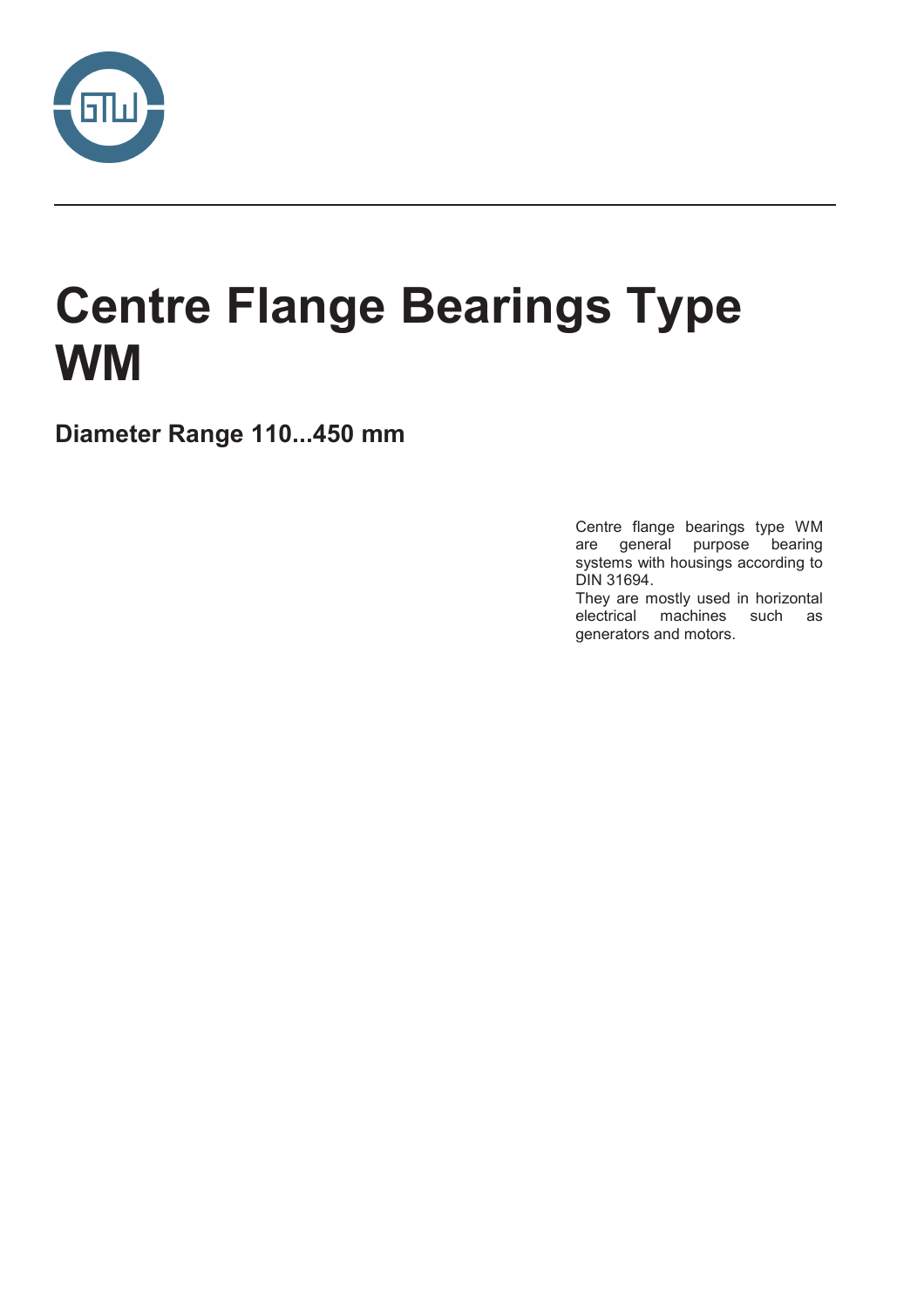# Centre Flange Bearings Type WM

## Diameter Range 110...450 mm

Centre flange bearings type WM are general purpose bearing systems with housings according to DIN 31694.

They are mostly used in horizontal electrical machines such as generators and motors.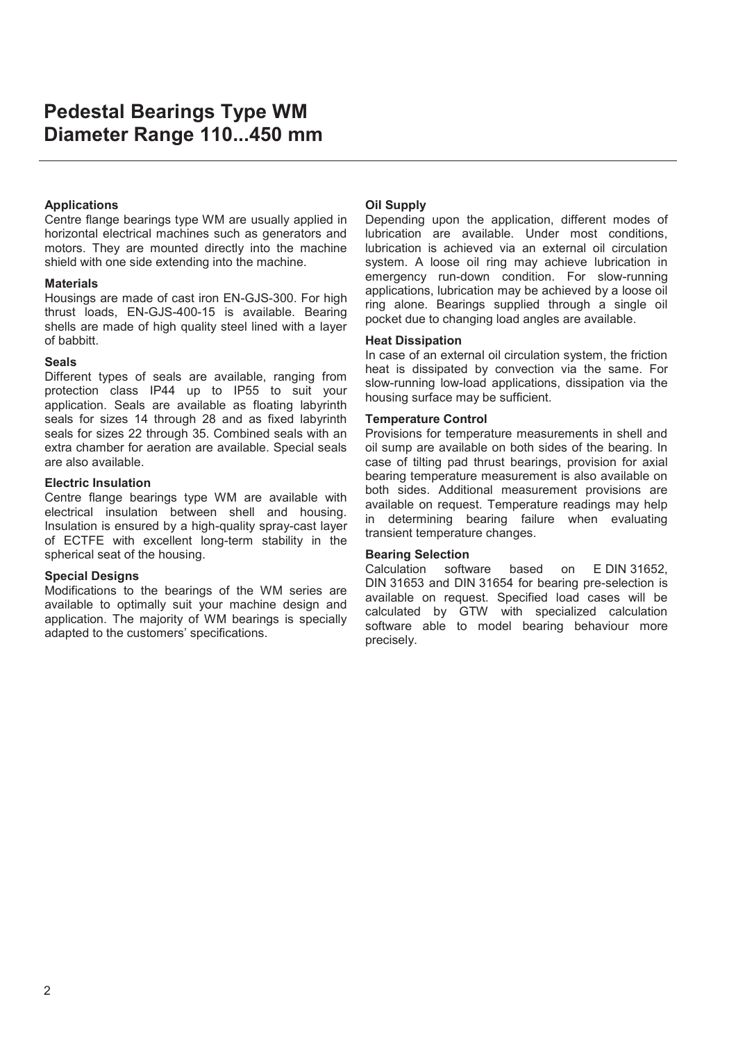# Pedestal Bearings Type WM
# Diameter Range 110...450 mm

### Applications

Centre flange bearings type WM are usually applied in horizontal electrical machines such as generators and motors. They are mounted directly into the machine shield with one side extending into the machine.

### Materials

Housings are made of cast iron EN-GJS-300. For high thrust loads, EN-GJS-400-15 is available. Bearing shells are made of high quality steel lined with a layer of babbitt.

### Seals

Different types of seals are available, ranging from protection class IP44 up to IP55 to suit your application. Seals are available as floating labyrinth seals for sizes 14 through 28 and as fixed labyrinth seals for sizes 22 through 35. Combined seals with an extra chamber for aeration are available. Special seals are also available.

### Electric Insulation

Centre flange bearings type WM are available with electrical insulation between shell and housing. Insulation is ensured by a high-quality spray-cast layer of ECTFE with excellent long-term stability in the spherical seat of the housing.

### Special Designs

Modifications to the bearings of the WM series are available to optimally suit your machine design and application. The majority of WM bearings is specially adapted to the customers' specifications.

### Oil Supply

Depending upon the application, different modes of lubrication are available. Under most conditions, lubrication is achieved via an external oil circulation system. A loose oil ring may achieve lubrication in emergency run-down condition. For slow-running applications, lubrication may be achieved by a loose oil ring alone. Bearings supplied through a single oil pocket due to changing load angles are available.

### Heat Dissipation

In case of an external oil circulation system, the friction heat is dissipated by convection via the same. For slow-running low-load applications, dissipation via the housing surface may be sufficient.

### Temperature Control

Provisions for temperature measurements in shell and oil sump are available on both sides of the bearing. In case of tilting pad thrust bearings, provision for axial bearing temperature measurement is also available on both sides. Additional measurement provisions are available on request. Temperature readings may help in determining bearing failure when evaluating transient temperature changes.

### Bearing Selection

Calculation software based on E DIN 31652, DIN 31653 and DIN 31654 for bearing pre-selection is available on request. Specified load cases will be calculated by GTW with specialized calculation software able to model bearing behaviour more precisely.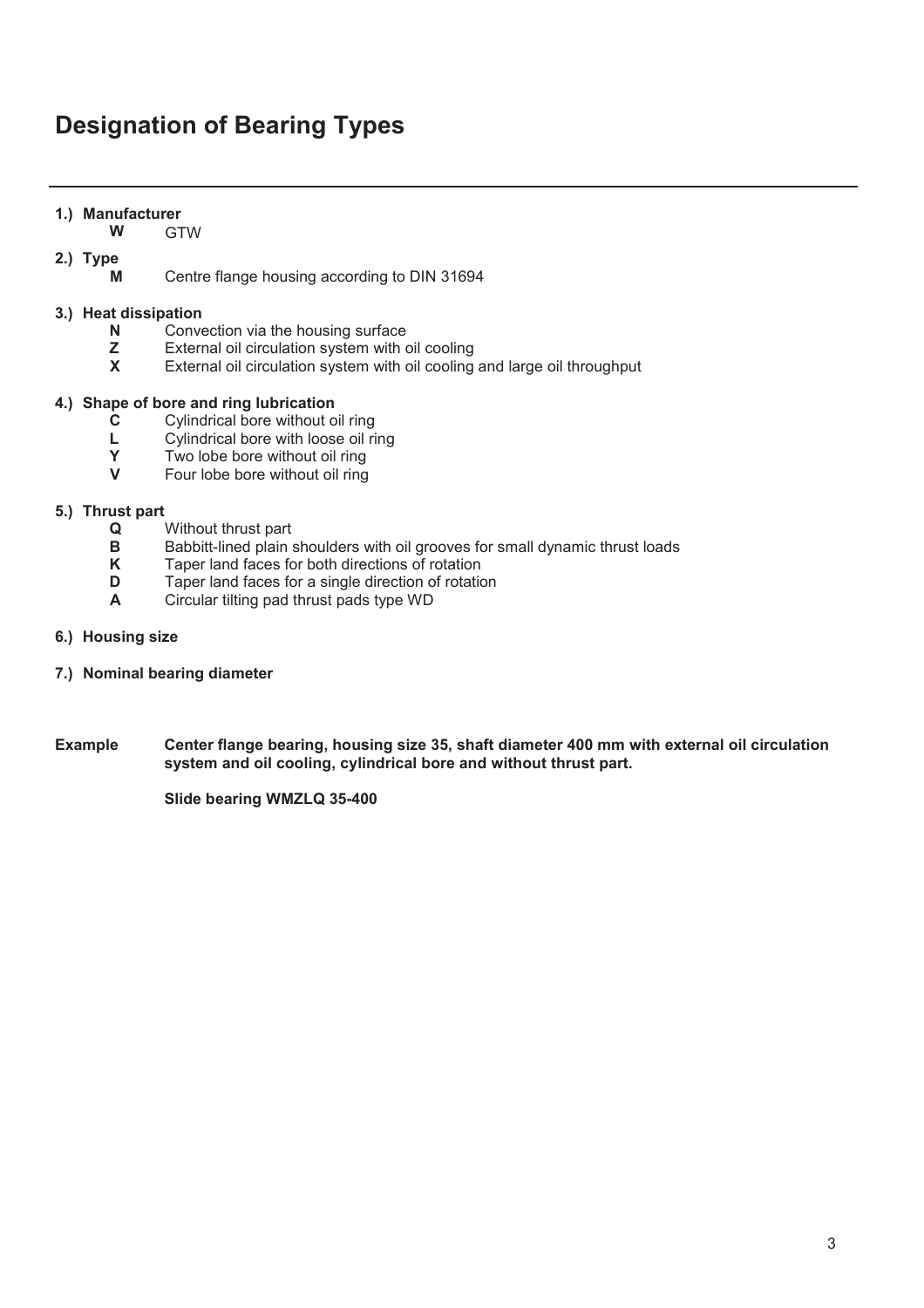# Designation of Bearing Types

**1.) Manufacturer**

**W** GTW

**2.) Type**

**M** Centre flange housing according to DIN 31694

**3.) Heat dissipation**

**N** Convection via the housing surface
**Z** External oil circulation system with oil cooling
**X** External oil circulation system with oil cooling and large oil throughput

**4.) Shape of bore and ring lubrication**

**C** Cylindrical bore without oil ring
**L** Cylindrical bore with loose oil ring
**Y** Two lobe bore without oil ring
**V** Four lobe bore without oil ring

**5.) Thrust part**

**Q** Without thrust part
**B** Babbitt-lined plain shoulders with oil grooves for small dynamic thrust loads
**K** Taper land faces for both directions of rotation
**D** Taper land faces for a single direction of rotation
**A** Circular tilting pad thrust pads type WD

**6.) Housing size**

**7.) Nominal bearing diameter**

**Example** **Center flange bearing, housing size 35, shaft diameter 400 mm with external oil circulation system and oil cooling, cylindrical bore and without thrust part.**

**Slide bearing WMZLQ 35-400**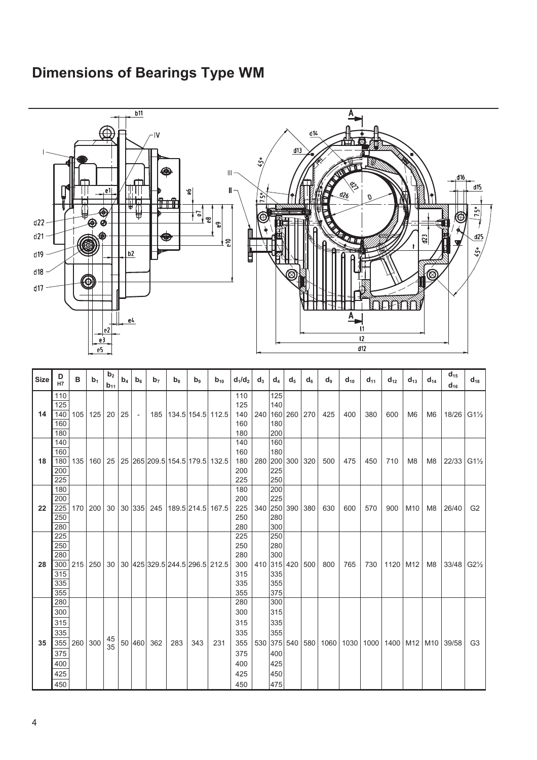# Dimensions of Bearings Type WM

| Size | D H7 | B | $b_1$ | $b_2$ $b_{11}$ | $b_4$ | $b_6$ | $b_7$ | $b_8$ | $b_9$ | $b_{10}$ | $d_1/d_2$ | $d_3$ | $d_4$ | $d_5$ | $d_6$ | $d_9$ | $d_{10}$ | $d_{11}$ | $d_{12}$ | $d_{13}$ | $d_{14}$ | $d_{15}$ $d_{16}$ | $d_{18}$ |
|---|---|---|---|---|---|---|---|---|---|---|---|---|---|---|---|---|---|---|---|---|---|---|---|
| 14 | 110<br>125<br>140<br>160<br>180 | 105 | 125 | 20 | 25 | - | 185 | 134.5 | 154.5 | 112.5 | 110<br>125<br>140<br>160<br>180 | 240 | 125<br>140<br>160<br>180<br>200 | 260 | 270 | 425 | 400 | 380 | 600 | M6 | M6 | 18/26 | G1½ |
| 18 | 140<br>160<br>180<br>200<br>225 | 135 | 160 | 25 | 25 | 265 | 209.5 | 154.5 | 179.5 | 132.5 | 140<br>160<br>180<br>200<br>225 | 280 | 160<br>180<br>200<br>225<br>250 | 300 | 320 | 500 | 475 | 450 | 710 | M8 | M8 | 22/33 | G1½ |
| 22 | 180<br>200<br>225<br>250<br>280 | 170 | 200 | 30 | 30 | 335 | 245 | 189.5 | 214.5 | 167.5 | 180<br>200<br>225<br>250<br>280 | 340 | 200<br>225<br>250<br>280<br>300 | 390 | 380 | 630 | 600 | 570 | 900 | M10 | M8 | 26/40 | G2 |
| 28 | 225<br>250<br>280<br>300<br>315<br>335<br>355 | 215 | 250 | 30 | 30 | 425 | 329.5 | 244.5 | 296.5 | 212.5 | 225<br>250<br>280<br>300<br>315<br>335<br>355 | 410 | 250<br>280<br>300<br>315<br>335<br>355<br>375 | 420 | 500 | 800 | 765 | 730 | 1120 | M12 | M8 | 33/48 | G2½ |
| 35 | 280<br>300<br>315<br>335<br>355<br>375<br>400<br>425<br>450 | 260 | 300 | 45<br>35 | 50 | 460 | 362 | 283 | 343 | 231 | 280<br>300<br>315<br>335<br>355<br>375<br>400<br>425<br>450 | 530 | 300<br>315<br>335<br>355<br>375<br>400<br>425<br>450<br>475 | 540 | 580 | 1060 | 1030 | 1000 | 1400 | M12 | M10 | 39/58 | G3 |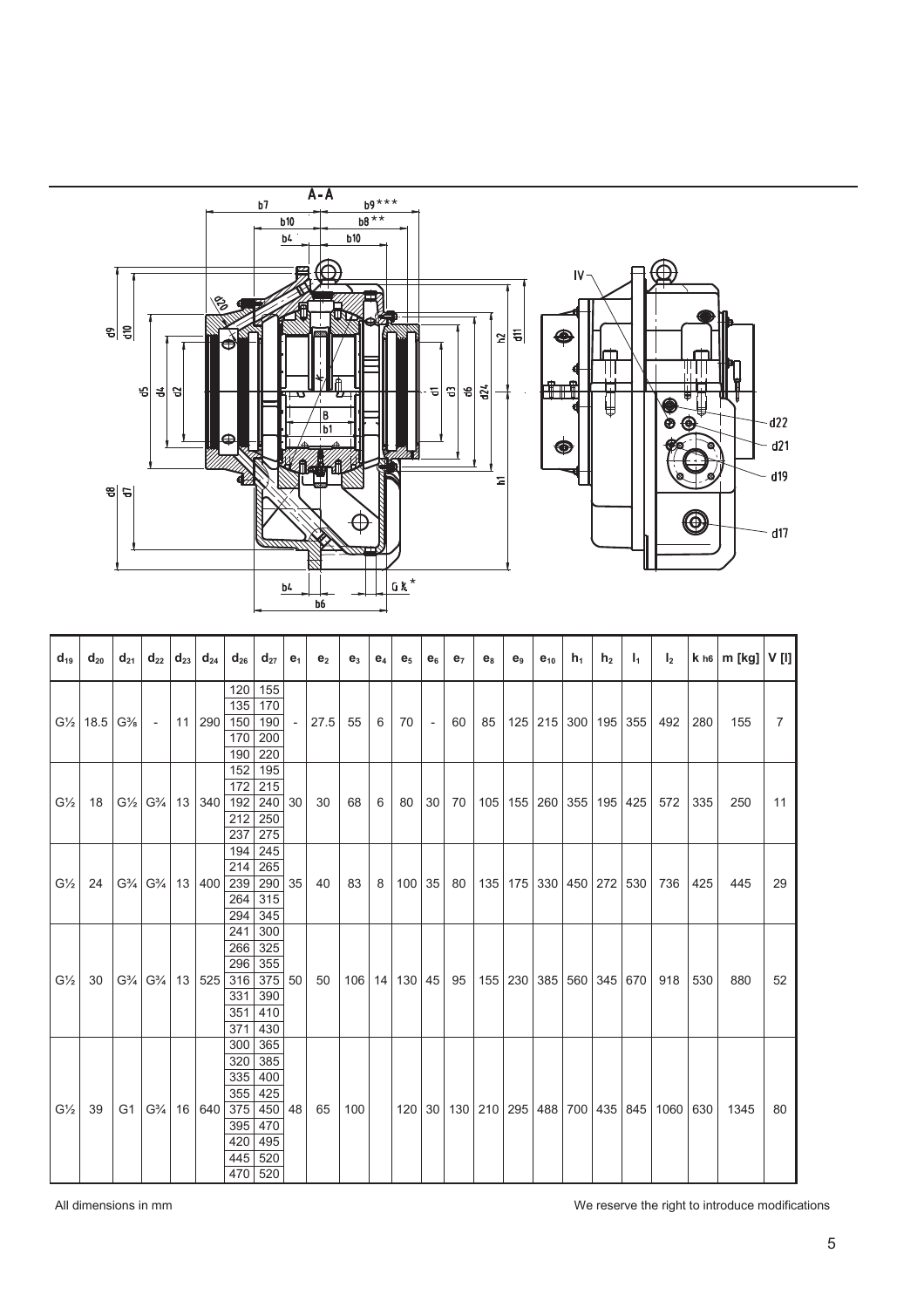| $d_{19}$ | $d_{20}$ | $d_{21}$ | $d_{22}$ | $d_{23}$ | $d_{24}$ | $d_{26}$ | $d_{27}$ | $e_1$ | $e_2$ | $e_3$ | $e_4$ | $e_5$ | $e_6$ | $e_7$ | $e_8$ | $e_9$ | $e_{10}$ | $h_1$ | $h_2$ | $l_1$ | $l_2$ | k h6 | m [kg] | V [l] |
|---|---|---|---|---|---|---|---|---|---|---|---|---|---|---|---|---|---|---|---|---|---|---|---|---|
| G½ | 18.5 | G⅜ | - | 11 | 290 | 120 | 155 | - | 27.5 | 55 | 6 | 70 | - | 60 | 85 | 125 | 215 | 300 | 195 | 355 | 492 | 280 | 155 | 7 |
| | | | | | | 135 | 170 | | | | | | | | | | | | | | | | | |
| | | | | | | 150 | 190 | | | | | | | | | | | | | | | | | |
| | | | | | | 170 | 200 | | | | | | | | | | | | | | | | | |
| | | | | | | 190 | 220 | | | | | | | | | | | | | | | | | |
| G½ | 18 | G½ | G¾ | 13 | 340 | 152 | 195 | 30 | 30 | 68 | 6 | 80 | 30 | 70 | 105 | 155 | 260 | 355 | 195 | 425 | 572 | 335 | 250 | 11 |
| | | | | | | 172 | 215 | | | | | | | | | | | | | | | | | |
| | | | | | | 192 | 240 | | | | | | | | | | | | | | | | | |
| | | | | | | 212 | 250 | | | | | | | | | | | | | | | | | |
| | | | | | | 237 | 275 | | | | | | | | | | | | | | | | | |
| G½ | 24 | G¾ | G¾ | 13 | 400 | 194 | 245 | 35 | 40 | 83 | 8 | 100 | 35 | 80 | 135 | 175 | 330 | 450 | 272 | 530 | 736 | 425 | 445 | 29 |
| | | | | | | 214 | 265 | | | | | | | | | | | | | | | | | |
| | | | | | | 239 | 290 | | | | | | | | | | | | | | | | | |
| | | | | | | 264 | 315 | | | | | | | | | | | | | | | | | |
| | | | | | | 294 | 345 | | | | | | | | | | | | | | | | | |
| G½ | 30 | G¾ | G¾ | 13 | 525 | 241 | 300 | 50 | 50 | 106 | 14 | 130 | 45 | 95 | 155 | 230 | 385 | 560 | 345 | 670 | 918 | 530 | 880 | 52 |
| | | | | | | 266 | 325 | | | | | | | | | | | | | | | | | |
| | | | | | | 296 | 355 | | | | | | | | | | | | | | | | | |
| | | | | | | 316 | 375 | | | | | | | | | | | | | | | | | |
| | | | | | | 331 | 390 | | | | | | | | | | | | | | | | | |
| | | | | | | 351 | 410 | | | | | | | | | | | | | | | | | |
| | | | | | | 371 | 430 | | | | | | | | | | | | | | | | | |
| G½ | 39 | G1 | G¾ | 16 | 640 | 300 | 365 | 48 | 65 | 100 | | 120 | 30 | 130 | 210 | 295 | 488 | 700 | 435 | 845 | 1060 | 630 | 1345 | 80 |
| | | | | | | 320 | 385 | | | | | | | | | | | | | | | | | |
| | | | | | | 335 | 400 | | | | | | | | | | | | | | | | | |
| | | | | | | 355 | 425 | | | | | | | | | | | | | | | | | |
| | | | | | | 375 | 450 | | | | | | | | | | | | | | | | | |
| | | | | | | 395 | 470 | | | | | | | | | | | | | | | | | |
| | | | | | | 420 | 495 | | | | | | | | | | | | | | | | | |
| | | | | | | 445 | 520 | | | | | | | | | | | | | | | | | |
| | | | | | | 470 | 520 | | | | | | | | | | | | | | | | | |

All dimensions in mm

We reserve the right to introduce modifications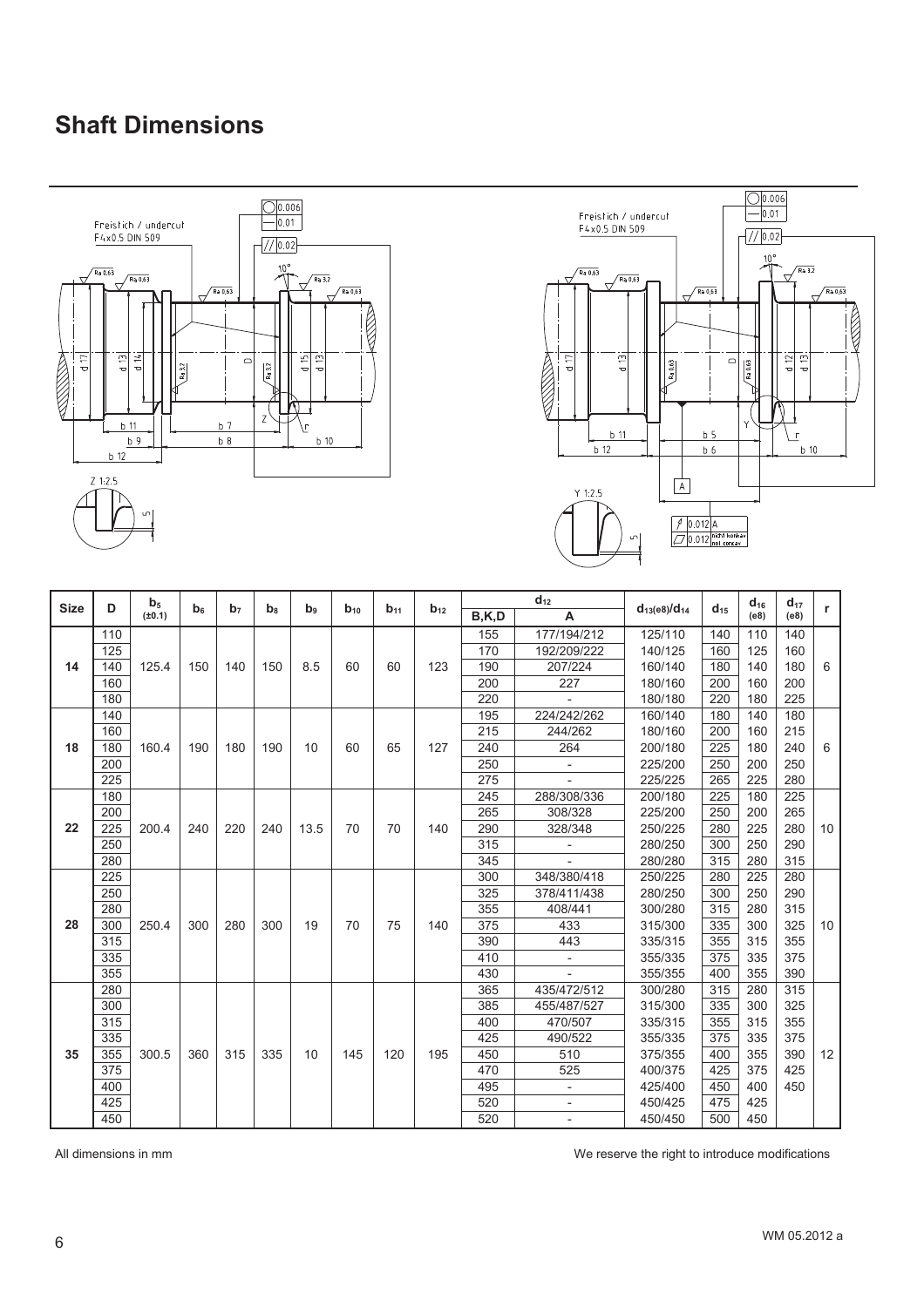## Shaft Dimensions

Freistich / undercut
F4x0.5 DIN 509

Z 1:2.5

Freistich / undercut
F4x0.5 DIN 509

Y 1:2.5

nicht konkav
not concav

| Size | D | $b_5$ (±0.1) | $b_6$ | $b_7$ | $b_8$ | $b_9$ | $b_{10}$ | $b_{11}$ | $b_{12}$ | $d_{12}$ | | $d_{13(e8)}/d_{14}$ | $d_{15}$ | $d_{16}$ (e8) | $d_{17}$ (e8) | r |
|---|---|---|---|---|---|---|---|---|---|---|---|---|---|---|---|---|
| | | | | | | | | | | B,K,D | A | | | | | |
| 14 | 110 | 125.4 | 150 | 140 | 150 | 8.5 | 60 | 60 | 123 | 155 | 177/194/212 | 125/110 | 140 | 110 | 140 | 6 |
| | 125 | | | | | | | | | 170 | 192/209/222 | 140/125 | 160 | 125 | 160 | |
| | 140 | | | | | | | | | 190 | 207/224 | 160/140 | 180 | 140 | 180 | |
| | 160 | | | | | | | | | 200 | 227 | 180/160 | 200 | 160 | 200 | |
| | 180 | | | | | | | | | 220 | - | 180/180 | 220 | 180 | 225 | |
| 18 | 140 | 160.4 | 190 | 180 | 190 | 10 | 60 | 65 | 127 | 195 | 224/242/262 | 160/140 | 180 | 140 | 180 | 6 |
| | 160 | | | | | | | | | 215 | 244/262 | 180/160 | 200 | 160 | 215 | |
| | 180 | | | | | | | | | 240 | 264 | 200/180 | 225 | 180 | 240 | |
| | 200 | | | | | | | | | 250 | - | 225/200 | 250 | 200 | 250 | |
| | 225 | | | | | | | | | 275 | - | 225/225 | 265 | 225 | 280 | |
| 22 | 180 | 200.4 | 240 | 220 | 240 | 13.5 | 70 | 70 | 140 | 245 | 288/308/336 | 200/180 | 225 | 180 | 225 | 10 |
| | 200 | | | | | | | | | 265 | 308/328 | 225/200 | 250 | 200 | 265 | |
| | 225 | | | | | | | | | 290 | 328/348 | 250/225 | 280 | 225 | 280 | |
| | 250 | | | | | | | | | 315 | - | 280/250 | 300 | 250 | 290 | |
| | 280 | | | | | | | | | 345 | - | 280/280 | 315 | 280 | 315 | |
| 28 | 225 | 250.4 | 300 | 280 | 300 | 19 | 70 | 75 | 140 | 300 | 348/380/418 | 250/225 | 280 | 225 | 280 | 10 |
| | 250 | | | | | | | | | 325 | 378/411/438 | 280/250 | 300 | 250 | 290 | |
| | 280 | | | | | | | | | 355 | 408/441 | 300/280 | 315 | 280 | 315 | |
| | 300 | | | | | | | | | 375 | 433 | 315/300 | 335 | 300 | 325 | |
| | 315 | | | | | | | | | 390 | 443 | 335/315 | 355 | 315 | 355 | |
| | 335 | | | | | | | | | 410 | - | 355/335 | 375 | 335 | 375 | |
| | 355 | | | | | | | | | 430 | - | 355/355 | 400 | 355 | 390 | |
| 35 | 280 | 300.5 | 360 | 315 | 335 | 10 | 145 | 120 | 195 | 365 | 435/472/512 | 300/280 | 315 | 280 | 315 | 12 |
| | 300 | | | | | | | | | 385 | 455/487/527 | 315/300 | 335 | 300 | 325 | |
| | 315 | | | | | | | | | 400 | 470/507 | 335/315 | 355 | 315 | 355 | |
| | 335 | | | | | | | | | 425 | 490/522 | 355/335 | 375 | 335 | 375 | |
| | 355 | | | | | | | | | 450 | 510 | 375/355 | 400 | 355 | 390 | |
| | 375 | | | | | | | | | 470 | 525 | 400/375 | 425 | 375 | 425 | |
| | 400 | | | | | | | | | 495 | - | 425/400 | 450 | 400 | 450 | |
| | 425 | | | | | | | | | 520 | - | 450/425 | 475 | 425 | | |
| | 450 | | | | | | | | | 520 | - | 450/450 | 500 | 450 | | |

All dimensions in mm

We reserve the right to introduce modifications

WM 05.2012 a